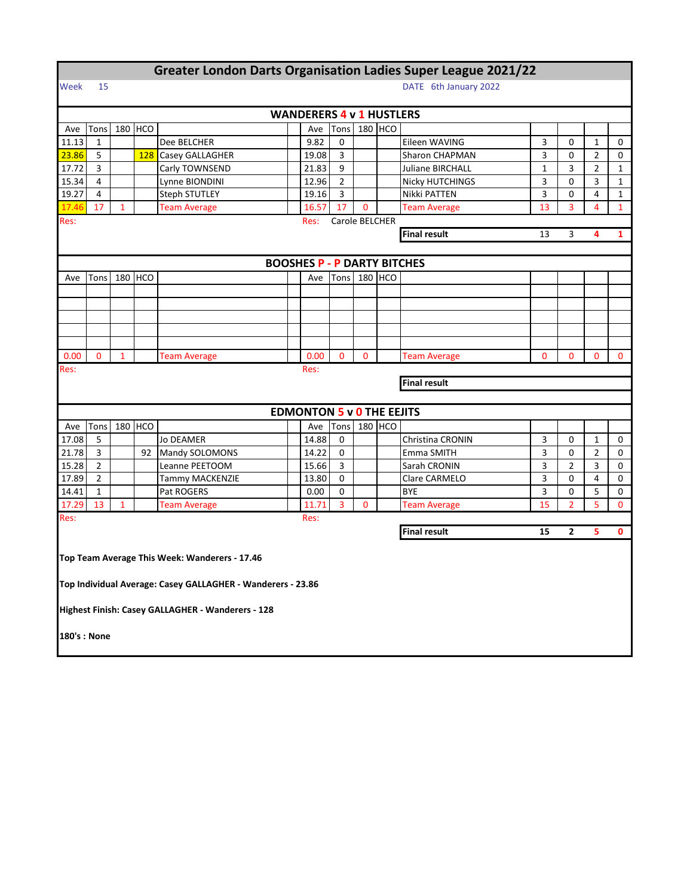# Greater London Darts Organisation Ladies Super League 2021/22

Week 15

DATE 6th January 2022

## WANDERERS 4 v 1 HUSTLERS

| Ave | Tons | 180 | HCO | | Ave | Tons | 180 | HCO | | | | | |
|---|---|---|---|---|---|---|---|---|---|---|---|---|---|
| 11.13 | 1 | | | Dee BELCHER | 9.82 | 0 | | | Eileen WAVING | 3 | 0 | 1 | 0 |
| 23.86 | 5 | | 128 | Casey GALLAGHER | 19.08 | 3 | | | Sharon CHAPMAN | 3 | 0 | 2 | 0 |
| 17.72 | 3 | | | Carly TOWNSEND | 21.83 | 9 | | | Juliane BIRCHALL | 1 | 3 | 2 | 1 |
| 15.34 | 4 | | | Lynne BIONDINI | 12.96 | 2 | | | Nicky HUTCHINGS | 3 | 0 | 3 | 1 |
| 19.27 | 4 | | | Steph STUTLEY | 19.16 | 3 | | | Nikki PATTEN | 3 | 0 | 4 | 1 |
| 17.46 | 17 | 1 | | Team Average | 16.57 | 17 | 0 | | Team Average | 13 | 3 | 4 | 1 |

Res:

Res: Carole BELCHER

| | | | | |
|---|---|---|---|---|
| **Final result** | 13 | 3 | **4** | **1** |

## BOOSHES P - P DARTY BITCHES

| Ave | Tons | 180 | HCO | | Ave | Tons | 180 | HCO | | | | | |
|---|---|---|---|---|---|---|---|---|---|---|---|---|---|
| | | | | | | | | | | | | | |
| | | | | | | | | | | | | | |
| | | | | | | | | | | | | | |
| | | | | | | | | | | | | | |
| | | | | | | | | | | | | | |
| 0.00 | 0 | 1 | | Team Average | 0.00 | 0 | 0 | | Team Average | 0 | 0 | 0 | 0 |

Res:

Res:

**Final result**

## EDMONTON 5 v 0 THE EEJITS

| Ave | Tons | 180 | HCO | | Ave | Tons | 180 | HCO | | | | | |
|---|---|---|---|---|---|---|---|---|---|---|---|---|---|
| 17.08 | 5 | | | Jo DEAMER | 14.88 | 0 | | | Christina CRONIN | 3 | 0 | 1 | 0 |
| 21.78 | 3 | | 92 | Mandy SOLOMONS | 14.22 | 0 | | | Emma SMITH | 3 | 0 | 2 | 0 |
| 15.28 | 2 | | | Leanne PEETOOM | 15.66 | 3 | | | Sarah CRONIN | 3 | 2 | 3 | 0 |
| 17.89 | 2 | | | Tammy MACKENZIE | 13.80 | 0 | | | Clare CARMELO | 3 | 0 | 4 | 0 |
| 14.41 | 1 | | | Pat ROGERS | 0.00 | 0 | | | BYE | 3 | 0 | 5 | 0 |
| 17.29 | 13 | 1 | | Team Average | 11.71 | 3 | 0 | | Team Average | 15 | 2 | 5 | 0 |

Res:

Res:

| | | | | |
|---|---|---|---|---|
| **Final result** | **15** | **2** | **5** | **0** |

**Top Team Average This Week: Wanderers - 17.46**

**Top Individual Average: Casey GALLAGHER - Wanderers - 23.86**

**Highest Finish: Casey GALLAGHER - Wanderers - 128**

**180's : None**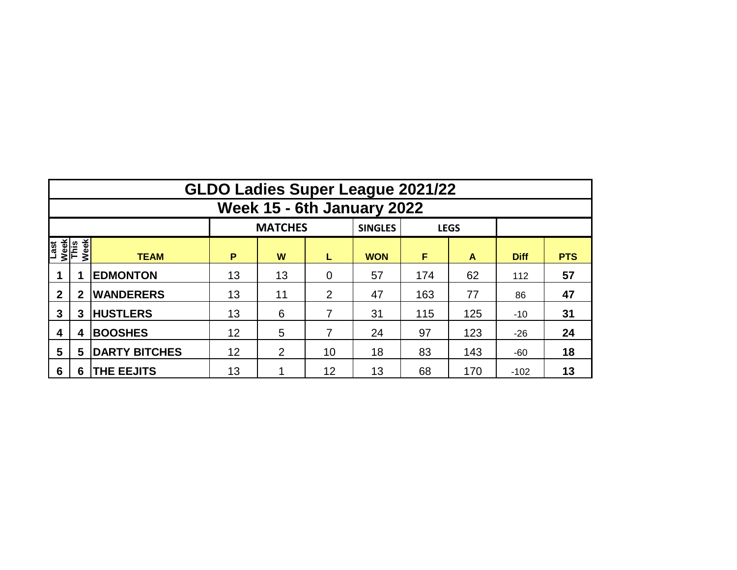# GLDO Ladies Super League 2021/22

## Week 15 - 6th January 2022

| | | | MATCHES | | | SINGLES | LEGS | | | |
|---|---|---|---|---|---|---|---|---|---|---|
| Last Week | This Week | TEAM | P | W | L | WON | F | A | Diff | PTS |
| 1 | 1 | EDMONTON | 13 | 13 | 0 | 57 | 174 | 62 | 112 | 57 |
| 2 | 2 | WANDERERS | 13 | 11 | 2 | 47 | 163 | 77 | 86 | 47 |
| 3 | 3 | HUSTLERS | 13 | 6 | 7 | 31 | 115 | 125 | -10 | 31 |
| 4 | 4 | BOOSHES | 12 | 5 | 7 | 24 | 97 | 123 | -26 | 24 |
| 5 | 5 | DARTY BITCHES | 12 | 2 | 10 | 18 | 83 | 143 | -60 | 18 |
| 6 | 6 | THE EEJITS | 13 | 1 | 12 | 13 | 68 | 170 | -102 | 13 |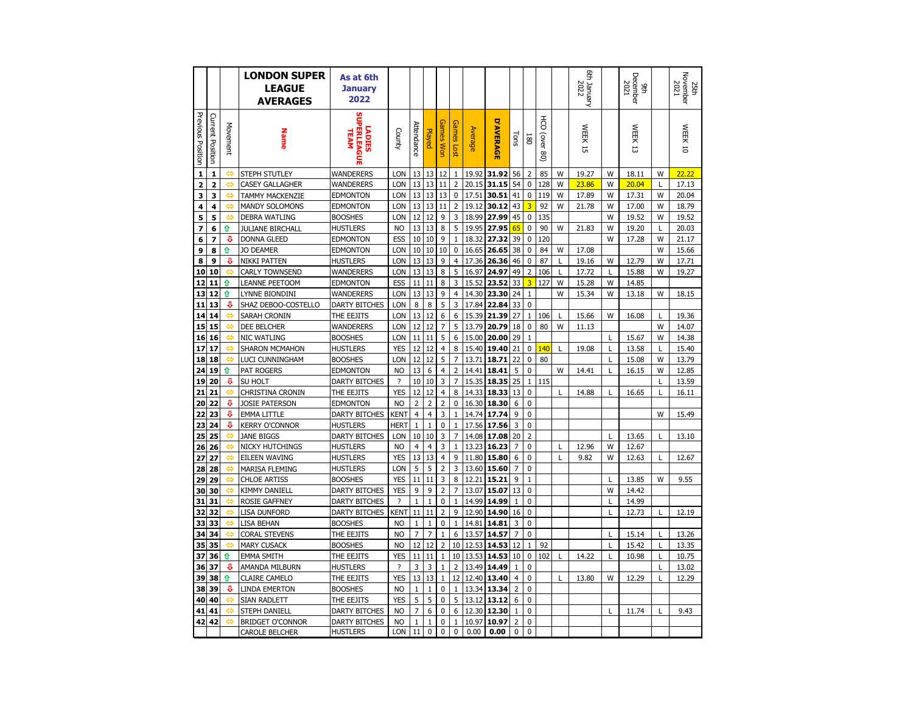| | | | LONDON SUPER LEAGUE AVERAGES | As at 6th January 2022 | | | | | | | | | | | | 6th January 2022 | | 9th December 2021 | | 25th November 2021 |
|---|---|---|---|---|---|---|---|---|---|---|---|---|---|---|---|---|---|---|---|---|
| Previous Position | Current Position | Movement | Name | LADIES SUPERLEAGUE TEAM | County | Attendance | Played | Games Won | Games Lost | Average | D'AVERAGE | Tons | 180 | HCO (over 80) | | WEEK 15 | | WEEK 13 | | WEEK 10 |
| 1 | 1 | ⇔ | STEPH STUTLEY | WANDERERS | LON | 13 | 13 | 12 | 1 | 19.92 | **31.92** | 56 | 2 | 85 | W | 19.27 | W | 18.11 | W | 22.22 |
| 2 | 2 | ⇔ | CASEY GALLAGHER | WANDERERS | LON | 13 | 13 | 11 | 2 | 20.15 | **31.15** | 54 | 0 | 128 | W | 23.86 | W | 20.04 | L | 17.13 |
| 3 | 3 | ⇔ | TAMMY MACKENZIE | EDMONTON | LON | 13 | 13 | 13 | 0 | 17.51 | **30.51** | 41 | 0 | 119 | W | 17.89 | W | 17.31 | W | 20.04 |
| 4 | 4 | ⇔ | MANDY SOLOMONS | EDMONTON | LON | 13 | 13 | 11 | 2 | 19.12 | **30.12** | 43 | 3 | 92 | W | 21.78 | W | 17.00 | W | 18.79 |
| 5 | 5 | ⇔ | DEBRA WATLING | BOOSHES | LON | 12 | 12 | 9 | 3 | 18.99 | **27.99** | 45 | 0 | 135 | | | W | 19.52 | W | 19.52 |
| 7 | 6 | ⇧ | JULIANE BIRCHALL | HUSTLERS | NO | 13 | 13 | 8 | 5 | 19.95 | **27.95** | 65 | 0 | 90 | W | 21.83 | W | 19.20 | L | 20.03 |
| 6 | 7 | ⇩ | DONNA GLEED | EDMONTON | ESS | 10 | 10 | 9 | 1 | 18.32 | **27.32** | 39 | 0 | 120 | | | W | 17.28 | W | 21.17 |
| 9 | 8 | ⇧ | JO DEAMER | EDMONTON | LON | 10 | 10 | 10 | 0 | 16.65 | **26.65** | 38 | 0 | 84 | W | 17.08 | | | W | 15.66 |
| 8 | 9 | ⇩ | NIKKI PATTEN | HUSTLERS | LON | 13 | 13 | 9 | 4 | 17.36 | **26.36** | 46 | 0 | 87 | L | 19.16 | W | 12.79 | W | 17.71 |
| 10 | 10 | ⇔ | CARLY TOWNSEND | WANDERERS | LON | 13 | 13 | 8 | 5 | 16.97 | **24.97** | 49 | 2 | 106 | L | 17.72 | L | 15.88 | W | 19.27 |
| 12 | 11 | ⇧ | LEANNE PEETOOM | EDMONTON | ESS | 11 | 11 | 8 | 3 | 15.52 | **23.52** | 33 | 3 | 127 | W | 15.28 | W | 14.85 | | |
| 13 | 12 | ⇧ | LYNNE BIONDINI | WANDERERS | LON | 13 | 13 | 9 | 4 | 14.30 | **23.30** | 24 | 1 | | W | 15.34 | W | 13.18 | W | 18.15 |
| 11 | 13 | ⇩ | SHAZ DEBOO-COSTELLO | DARTY BITCHES | LON | 8 | 8 | 5 | 3 | 17.84 | **22.84** | 33 | 0 | | | | | | | |
| 14 | 14 | ⇔ | SARAH CRONIN | THE EEJITS | LON | 13 | 12 | 6 | 6 | 15.39 | **21.39** | 27 | 1 | 106 | L | 15.66 | W | 16.08 | L | 19.36 |
| 15 | 15 | ⇔ | DEE BELCHER | WANDERERS | LON | 12 | 12 | 7 | 5 | 13.79 | **20.79** | 18 | 0 | 80 | W | 11.13 | | | W | 14.07 |
| 16 | 16 | ⇔ | NIC WATLING | BOOSHES | LON | 11 | 11 | 5 | 6 | 15.00 | **20.00** | 29 | 1 | | | | L | 15.67 | W | 14.38 |
| 17 | 17 | ⇔ | SHARON MCMAHON | HUSTLERS | YES | 12 | 12 | 4 | 8 | 15.40 | **19.40** | 21 | 0 | 140 | L | 19.08 | L | 13.58 | L | 15.40 |
| 18 | 18 | ⇔ | LUCI CUNNINGHAM | BOOSHES | LON | 12 | 12 | 5 | 7 | 13.71 | **18.71** | 22 | 0 | 80 | | | L | 15.08 | W | 13.79 |
| 24 | 19 | ⇧ | PAT ROGERS | EDMONTON | NO | 13 | 6 | 4 | 2 | 14.41 | **18.41** | 5 | 0 | | W | 14.41 | L | 16.15 | W | 12.85 |
| 19 | 20 | ⇩ | SU HOLT | DARTY BITCHES | ? | 10 | 10 | 3 | 7 | 15.35 | **18.35** | 25 | 1 | 115 | | | | | L | 13.59 |
| 21 | 21 | ⇔ | CHRISTINA CRONIN | THE EEJITS | YES | 12 | 12 | 4 | 8 | 14.33 | **18.33** | 13 | 0 | | L | 14.88 | L | 16.65 | L | 16.11 |
| 20 | 22 | ⇩ | JOSIE PATERSON | EDMONTON | NO | 2 | 2 | 2 | 0 | 16.30 | **18.30** | 6 | 0 | | | | | | | |
| 22 | 23 | ⇩ | EMMA LITTLE | DARTY BITCHES | KENT | 4 | 4 | 3 | 1 | 14.74 | **17.74** | 9 | 0 | | | | | | W | 15.49 |
| 23 | 24 | ⇩ | KERRY O'CONNOR | HUSTLERS | HERT | 1 | 1 | 0 | 1 | 17.56 | **17.56** | 3 | 0 | | | | | | | |
| 25 | 25 | ⇔ | JANE BIGGS | DARTY BITCHES | LON | 10 | 10 | 3 | 7 | 14.08 | **17.08** | 20 | 2 | | | | L | 13.65 | L | 13.10 |
| 26 | 26 | ⇔ | NICKY HUTCHINGS | HUSTLERS | NO | 4 | 4 | 3 | 1 | 13.23 | **16.23** | 7 | 0 | | L | 12.96 | W | 12.67 | | |
| 27 | 27 | ⇔ | EILEEN WAVING | HUSTLERS | YES | 13 | 13 | 4 | 9 | 11.80 | **15.80** | 6 | 0 | | L | 9.82 | W | 12.63 | L | 12.67 |
| 28 | 28 | ⇔ | MARISA FLEMING | HUSTLERS | LON | 5 | 5 | 2 | 3 | 13.60 | **15.60** | 7 | 0 | | | | | | | |
| 29 | 29 | ⇔ | CHLOE ARTISS | BOOSHES | YES | 11 | 11 | 3 | 8 | 12.21 | **15.21** | 9 | 1 | | | | L | 13.85 | W | 9.55 |
| 30 | 30 | ⇔ | KIMMY DANIELL | DARTY BITCHES | YES | 9 | 9 | 2 | 7 | 13.07 | **15.07** | 13 | 0 | | | | W | 14.42 | | |
| 31 | 31 | ⇔ | ROSIE GAFFNEY | DARTY BITCHES | ? | 1 | 1 | 0 | 1 | 14.99 | **14.99** | 1 | 0 | | | | L | 14.99 | | |
| 32 | 32 | ⇔ | LISA DUNFORD | DARTY BITCHES | KENT | 11 | 11 | 2 | 9 | 12.90 | **14.90** | 16 | 0 | | | | L | 12.73 | L | 12.19 |
| 33 | 33 | ⇔ | LISA BEHAN | BOOSHES | NO | 1 | 1 | 0 | 1 | 14.81 | **14.81** | 3 | 0 | | | | | | | |
| 34 | 34 | ⇔ | CORAL STEVENS | THE EEJITS | NO | 7 | 7 | 1 | 6 | 13.57 | **14.57** | 7 | 0 | | | | L | 15.14 | L | 13.26 |
| 35 | 35 | ⇔ | MARY CUSACK | BOOSHES | NO | 12 | 12 | 2 | 10 | 12.53 | **14.53** | 12 | 1 | 92 | | | L | 15.42 | L | 13.35 |
| 37 | 36 | ⇧ | EMMA SMITH | THE EEJITS | YES | 11 | 11 | 1 | 10 | 13.53 | **14.53** | 10 | 0 | 102 | L | 14.22 | L | 10.98 | L | 10.75 |
| 36 | 37 | ⇩ | AMANDA MILBURN | HUSTLERS | ? | 3 | 3 | 1 | 2 | 13.49 | **14.49** | 1 | 0 | | | | | | L | 13.02 |
| 39 | 38 | ⇧ | CLAIRE CAMELO | THE EEJITS | YES | 13 | 13 | 1 | 12 | 12.40 | **13.40** | 4 | 0 | | L | 13.80 | W | 12.29 | L | 12.29 |
| 38 | 39 | ⇩ | LINDA EMERTON | BOOSHES | NO | 1 | 1 | 0 | 1 | 13.34 | **13.34** | 2 | 0 | | | | | | | |
| 40 | 40 | ⇔ | SIAN RADLETT | THE EEJITS | YES | 5 | 5 | 0 | 5 | 13.12 | **13.12** | 6 | 0 | | | | | | | |
| 41 | 41 | ⇔ | STEPH DANIELL | DARTY BITCHES | NO | 7 | 6 | 0 | 6 | 12.30 | **12.30** | 1 | 0 | | | | L | 11.74 | L | 9.43 |
| 42 | 42 | ⇔ | BRIDGET O'CONNOR | DARTY BITCHES | NO | 1 | 1 | 0 | 1 | 10.97 | **10.97** | 2 | 0 | | | | | | | |
| | | | CAROLE BELCHER | HUSTLERS | LON | 11 | 0 | 0 | 0 | 0.00 | **0.00** | 0 | 0 | | | | | | | |